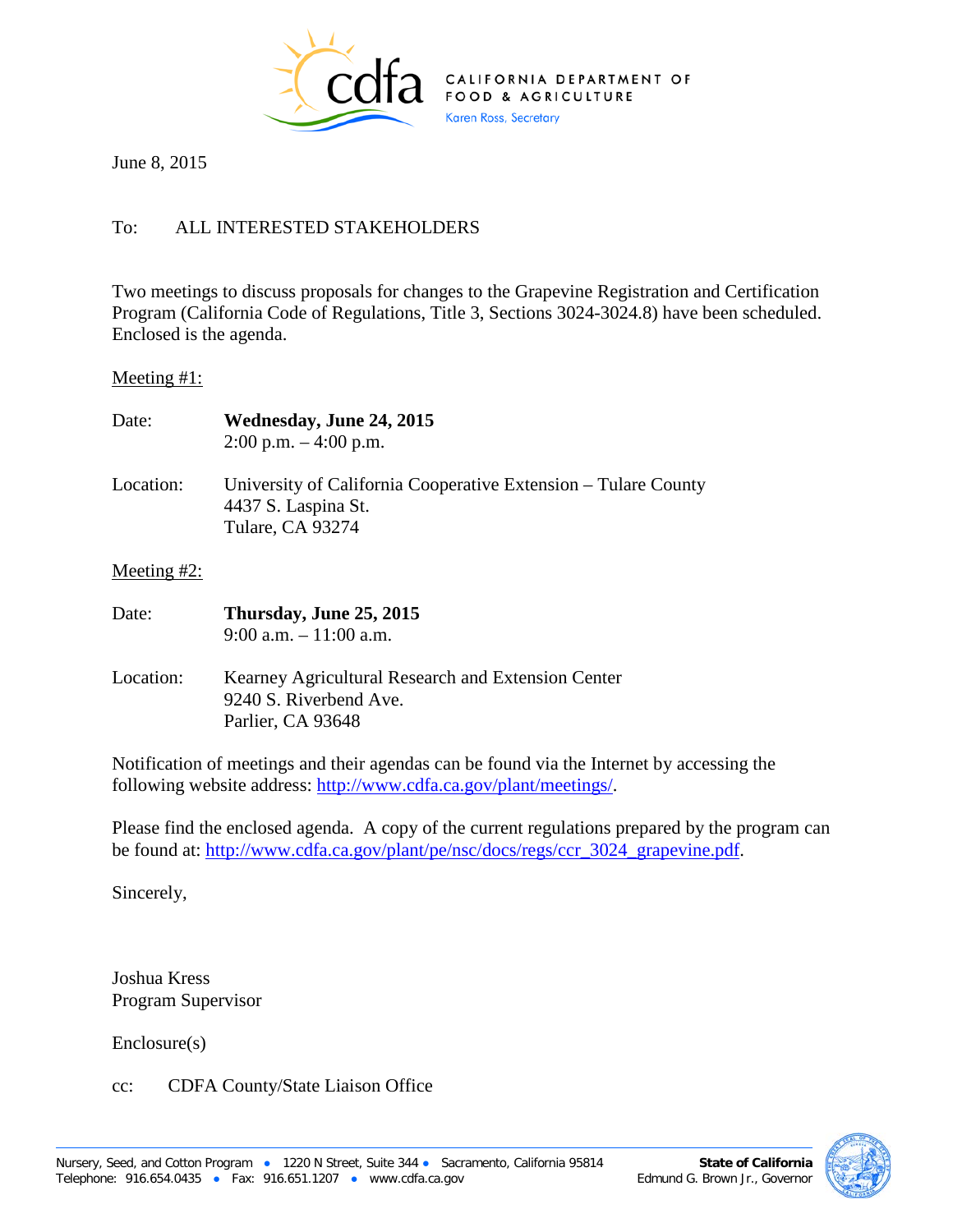CALIFORNIA DEPARTMENT OF FOOD & AGRICULTURE
Karen Ross, Secretary

June 8, 2015

To: ALL INTERESTED STAKEHOLDERS

Two meetings to discuss proposals for changes to the Grapevine Registration and Certification Program (California Code of Regulations, Title 3, Sections 3024-3024.8) have been scheduled. Enclosed is the agenda.

Meeting #1:

Date: **Wednesday, June 24, 2015**
2:00 p.m. – 4:00 p.m.

Location: University of California Cooperative Extension – Tulare County
4437 S. Laspina St.
Tulare, CA 93274

Meeting #2:

Date: **Thursday, June 25, 2015**
9:00 a.m. – 11:00 a.m.

Location: Kearney Agricultural Research and Extension Center
9240 S. Riverbend Ave.
Parlier, CA 93648

Notification of meetings and their agendas can be found via the Internet by accessing the following website address: http://www.cdfa.ca.gov/plant/meetings/.

Please find the enclosed agenda. A copy of the current regulations prepared by the program can be found at: http://www.cdfa.ca.gov/plant/pe/nsc/docs/regs/ccr_3024_grapevine.pdf.

Sincerely,

Joshua Kress
Program Supervisor

Enclosure(s)

cc: CDFA County/State Liaison Office

Nursery, Seed, and Cotton Program • 1220 N Street, Suite 344 • Sacramento, California 95814
Telephone: 916.654.0435 • Fax: 916.651.1207 • www.cdfa.ca.gov

**State of California**
Edmund G. Brown Jr., Governor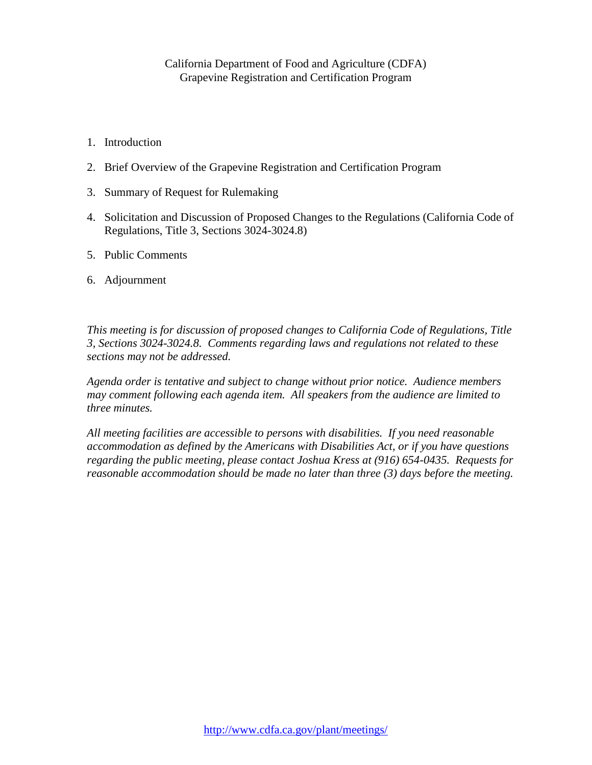California Department of Food and Agriculture (CDFA)
Grapevine Registration and Certification Program

1. Introduction
2. Brief Overview of the Grapevine Registration and Certification Program
3. Summary of Request for Rulemaking
4. Solicitation and Discussion of Proposed Changes to the Regulations (California Code of Regulations, Title 3, Sections 3024-3024.8)
5. Public Comments
6. Adjournment

*This meeting is for discussion of proposed changes to California Code of Regulations, Title 3, Sections 3024-3024.8. Comments regarding laws and regulations not related to these sections may not be addressed.*

*Agenda order is tentative and subject to change without prior notice. Audience members may comment following each agenda item. All speakers from the audience are limited to three minutes.*

*All meeting facilities are accessible to persons with disabilities. If you need reasonable accommodation as defined by the Americans with Disabilities Act, or if you have questions regarding the public meeting, please contact Joshua Kress at (916) 654-0435. Requests for reasonable accommodation should be made no later than three (3) days before the meeting.*

http://www.cdfa.ca.gov/plant/meetings/